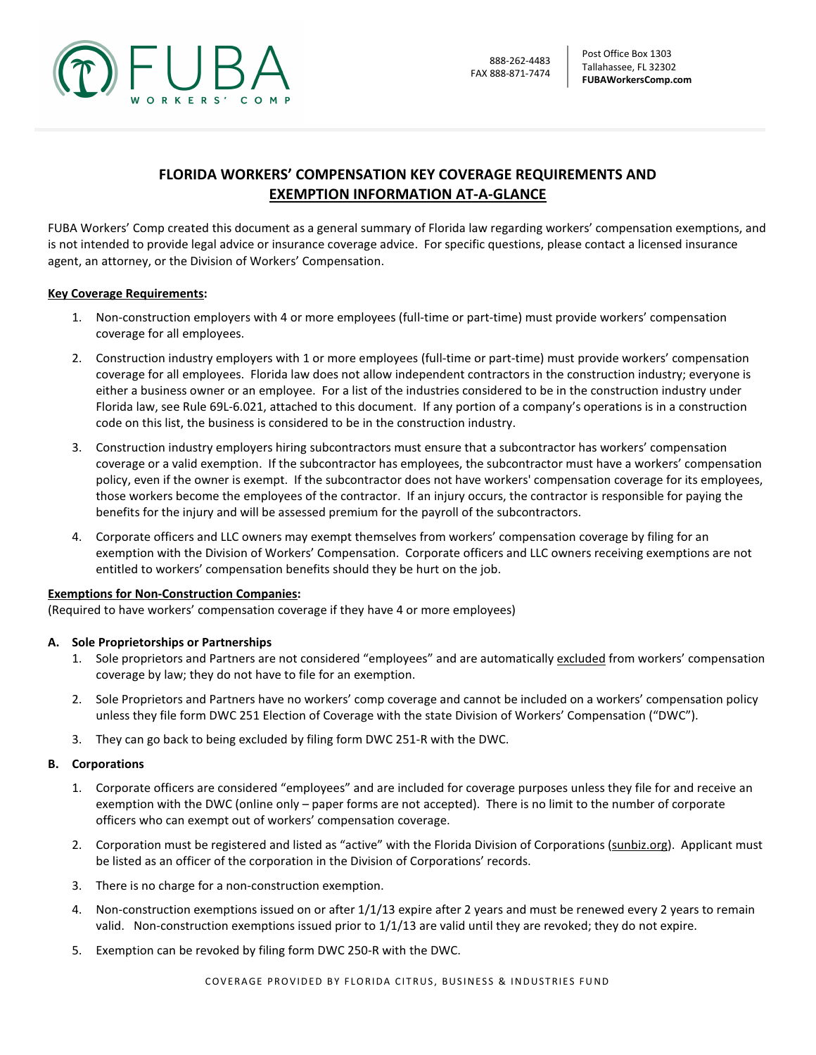FUBA WORKERS' COMP

888-262-4483
FAX 888-871-7474

Post Office Box 1303
Tallahassee, FL 32302
**FUBAWorkersComp.com**

# FLORIDA WORKERS' COMPENSATION KEY COVERAGE REQUIREMENTS AND EXEMPTION INFORMATION AT-A-GLANCE

FUBA Workers' Comp created this document as a general summary of Florida law regarding workers' compensation exemptions, and is not intended to provide legal advice or insurance coverage advice. For specific questions, please contact a licensed insurance agent, an attorney, or the Division of Workers' Compensation.

**Key Coverage Requirements:**

1. Non-construction employers with 4 or more employees (full-time or part-time) must provide workers' compensation coverage for all employees.
2. Construction industry employers with 1 or more employees (full-time or part-time) must provide workers' compensation coverage for all employees. Florida law does not allow independent contractors in the construction industry; everyone is either a business owner or an employee. For a list of the industries considered to be in the construction industry under Florida law, see Rule 69L-6.021, attached to this document. If any portion of a company's operations is in a construction code on this list, the business is considered to be in the construction industry.
3. Construction industry employers hiring subcontractors must ensure that a subcontractor has workers' compensation coverage or a valid exemption. If the subcontractor has employees, the subcontractor must have a workers' compensation policy, even if the owner is exempt. If the subcontractor does not have workers' compensation coverage for its employees, those workers become the employees of the contractor. If an injury occurs, the contractor is responsible for paying the benefits for the injury and will be assessed premium for the payroll of the subcontractors.
4. Corporate officers and LLC owners may exempt themselves from workers' compensation coverage by filing for an exemption with the Division of Workers' Compensation. Corporate officers and LLC owners receiving exemptions are not entitled to workers' compensation benefits should they be hurt on the job.

**Exemptions for Non-Construction Companies:**
(Required to have workers' compensation coverage if they have 4 or more employees)

**A. Sole Proprietorships or Partnerships**

1. Sole proprietors and Partners are not considered "employees" and are automatically excluded from workers' compensation coverage by law; they do not have to file for an exemption.
2. Sole Proprietors and Partners have no workers' comp coverage and cannot be included on a workers' compensation policy unless they file form DWC 251 Election of Coverage with the state Division of Workers' Compensation ("DWC").
3. They can go back to being excluded by filing form DWC 251-R with the DWC.

**B. Corporations**

1. Corporate officers are considered "employees" and are included for coverage purposes unless they file for and receive an exemption with the DWC (online only – paper forms are not accepted). There is no limit to the number of corporate officers who can exempt out of workers' compensation coverage.
2. Corporation must be registered and listed as "active" with the Florida Division of Corporations (sunbiz.org). Applicant must be listed as an officer of the corporation in the Division of Corporations' records.
3. There is no charge for a non-construction exemption.
4. Non-construction exemptions issued on or after 1/1/13 expire after 2 years and must be renewed every 2 years to remain valid. Non-construction exemptions issued prior to 1/1/13 are valid until they are revoked; they do not expire.
5. Exemption can be revoked by filing form DWC 250-R with the DWC.

COVERAGE PROVIDED BY FLORIDA CITRUS, BUSINESS & INDUSTRIES FUND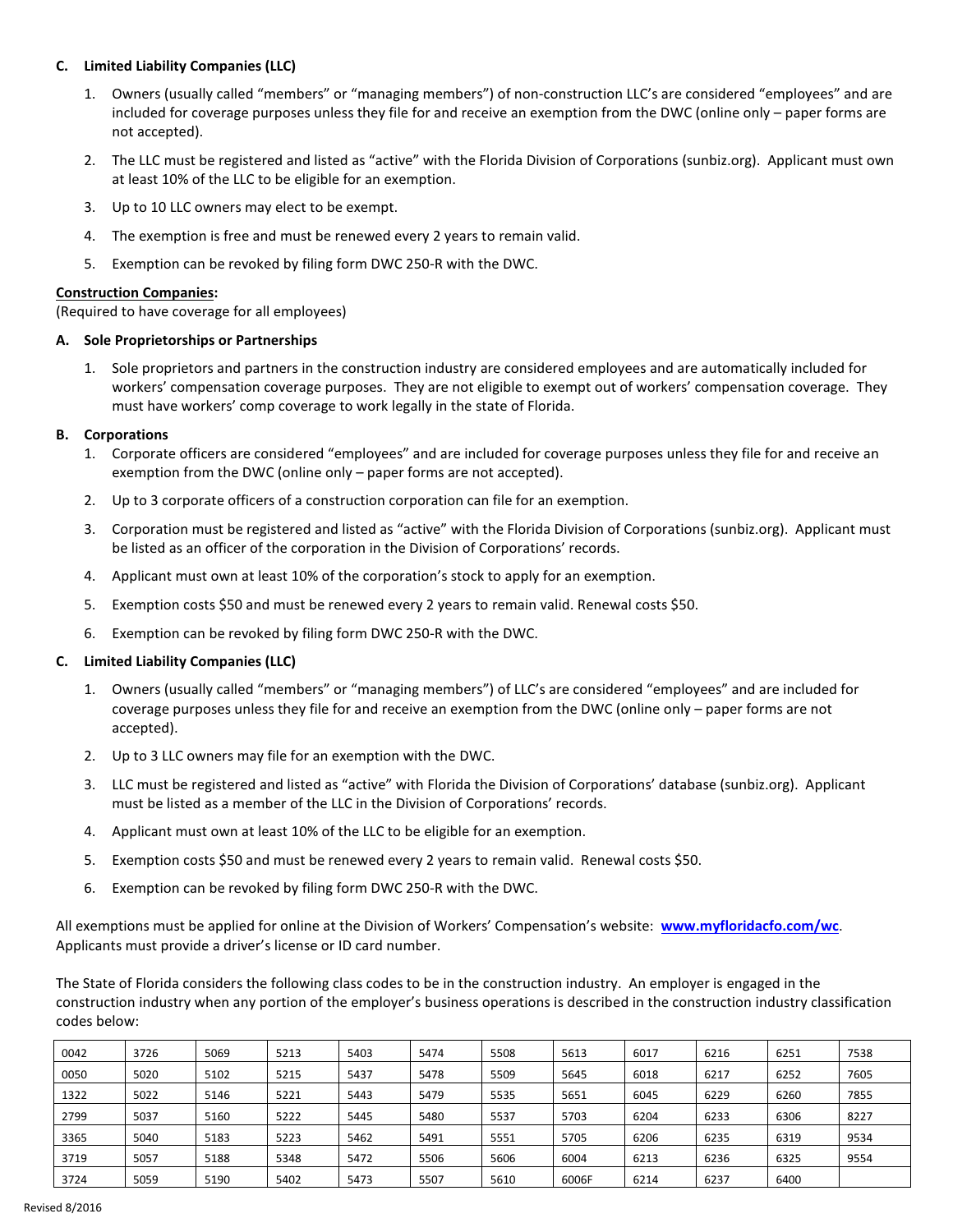**C. Limited Liability Companies (LLC)**

1. Owners (usually called "members" or "managing members") of non-construction LLC's are considered "employees" and are included for coverage purposes unless they file for and receive an exemption from the DWC (online only – paper forms are not accepted).
2. The LLC must be registered and listed as "active" with the Florida Division of Corporations (sunbiz.org). Applicant must own at least 10% of the LLC to be eligible for an exemption.
3. Up to 10 LLC owners may elect to be exempt.
4. The exemption is free and must be renewed every 2 years to remain valid.
5. Exemption can be revoked by filing form DWC 250-R with the DWC.

**Construction Companies:**
(Required to have coverage for all employees)

**A. Sole Proprietorships or Partnerships**

1. Sole proprietors and partners in the construction industry are considered employees and are automatically included for workers' compensation coverage purposes. They are not eligible to exempt out of workers' compensation coverage. They must have workers' comp coverage to work legally in the state of Florida.

**B. Corporations**

1. Corporate officers are considered "employees" and are included for coverage purposes unless they file for and receive an exemption from the DWC (online only – paper forms are not accepted).
2. Up to 3 corporate officers of a construction corporation can file for an exemption.
3. Corporation must be registered and listed as "active" with the Florida Division of Corporations (sunbiz.org). Applicant must be listed as an officer of the corporation in the Division of Corporations' records.
4. Applicant must own at least 10% of the corporation's stock to apply for an exemption.
5. Exemption costs $50 and must be renewed every 2 years to remain valid. Renewal costs $50.
6. Exemption can be revoked by filing form DWC 250-R with the DWC.

**C. Limited Liability Companies (LLC)**

1. Owners (usually called "members" or "managing members") of LLC's are considered "employees" and are included for coverage purposes unless they file for and receive an exemption from the DWC (online only – paper forms are not accepted).
2. Up to 3 LLC owners may file for an exemption with the DWC.
3. LLC must be registered and listed as "active" with Florida the Division of Corporations' database (sunbiz.org). Applicant must be listed as a member of the LLC in the Division of Corporations' records.
4. Applicant must own at least 10% of the LLC to be eligible for an exemption.
5. Exemption costs $50 and must be renewed every 2 years to remain valid. Renewal costs $50.
6. Exemption can be revoked by filing form DWC 250-R with the DWC.

All exemptions must be applied for online at the Division of Workers' Compensation's website: **www.myfloridacfo.com/wc**. Applicants must provide a driver's license or ID card number.

The State of Florida considers the following class codes to be in the construction industry. An employer is engaged in the construction industry when any portion of the employer's business operations is described in the construction industry classification codes below:

| | | | | | | | | | | | |
|---|---|---|---|---|---|---|---|---|---|---|---|
| 0042 | 3726 | 5069 | 5213 | 5403 | 5474 | 5508 | 5613 | 6017 | 6216 | 6251 | 7538 |
| 0050 | 5020 | 5102 | 5215 | 5437 | 5478 | 5509 | 5645 | 6018 | 6217 | 6252 | 7605 |
| 1322 | 5022 | 5146 | 5221 | 5443 | 5479 | 5535 | 5651 | 6045 | 6229 | 6260 | 7855 |
| 2799 | 5037 | 5160 | 5222 | 5445 | 5480 | 5537 | 5703 | 6204 | 6233 | 6306 | 8227 |
| 3365 | 5040 | 5183 | 5223 | 5462 | 5491 | 5551 | 5705 | 6206 | 6235 | 6319 | 9534 |
| 3719 | 5057 | 5188 | 5348 | 5472 | 5506 | 5606 | 6004 | 6213 | 6236 | 6325 | 9554 |
| 3724 | 5059 | 5190 | 5402 | 5473 | 5507 | 5610 | 6006F | 6214 | 6237 | 6400 | |

Revised 8/2016